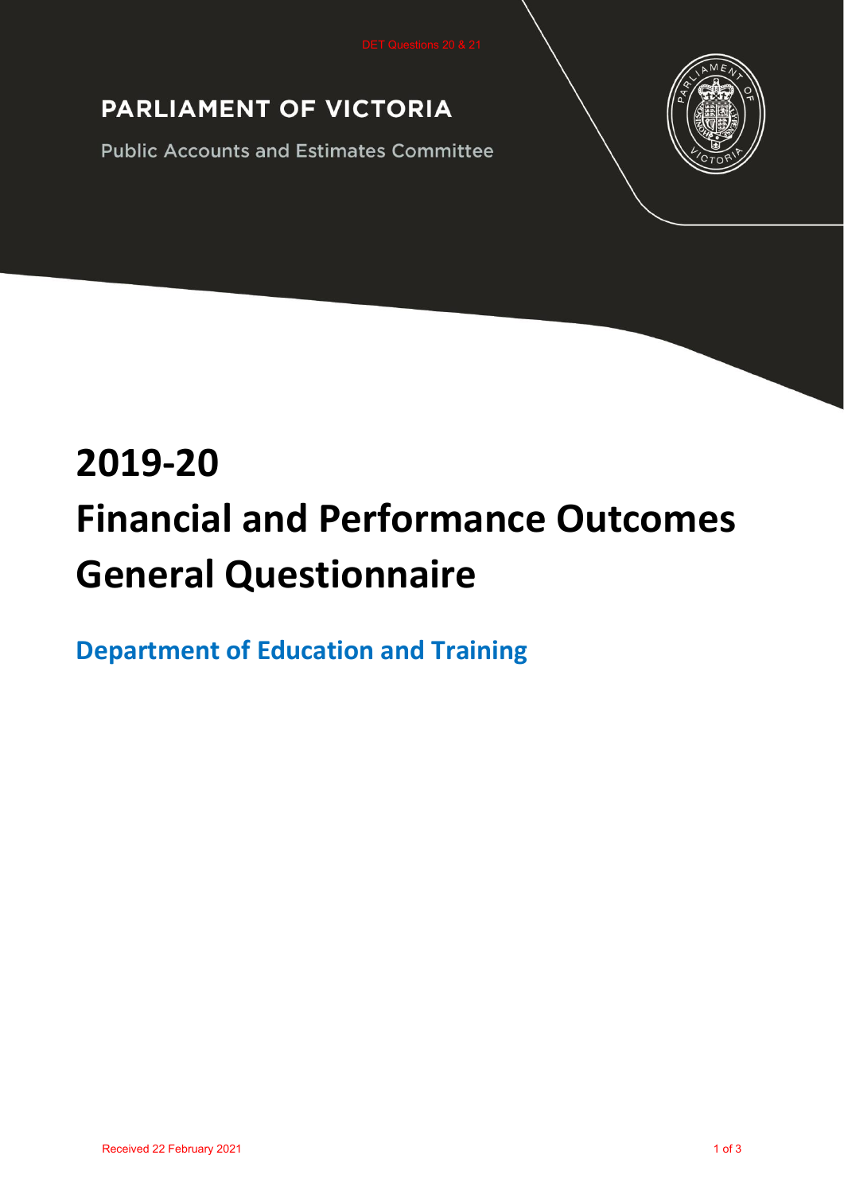DET Questions 20 & 21

**PARLIAMENT OF VICTORIA**

Public Accounts and Estimates Committee

# 2019-20
# Financial and Performance Outcomes General Questionnaire

## Department of Education and Training

Received 22 February 2021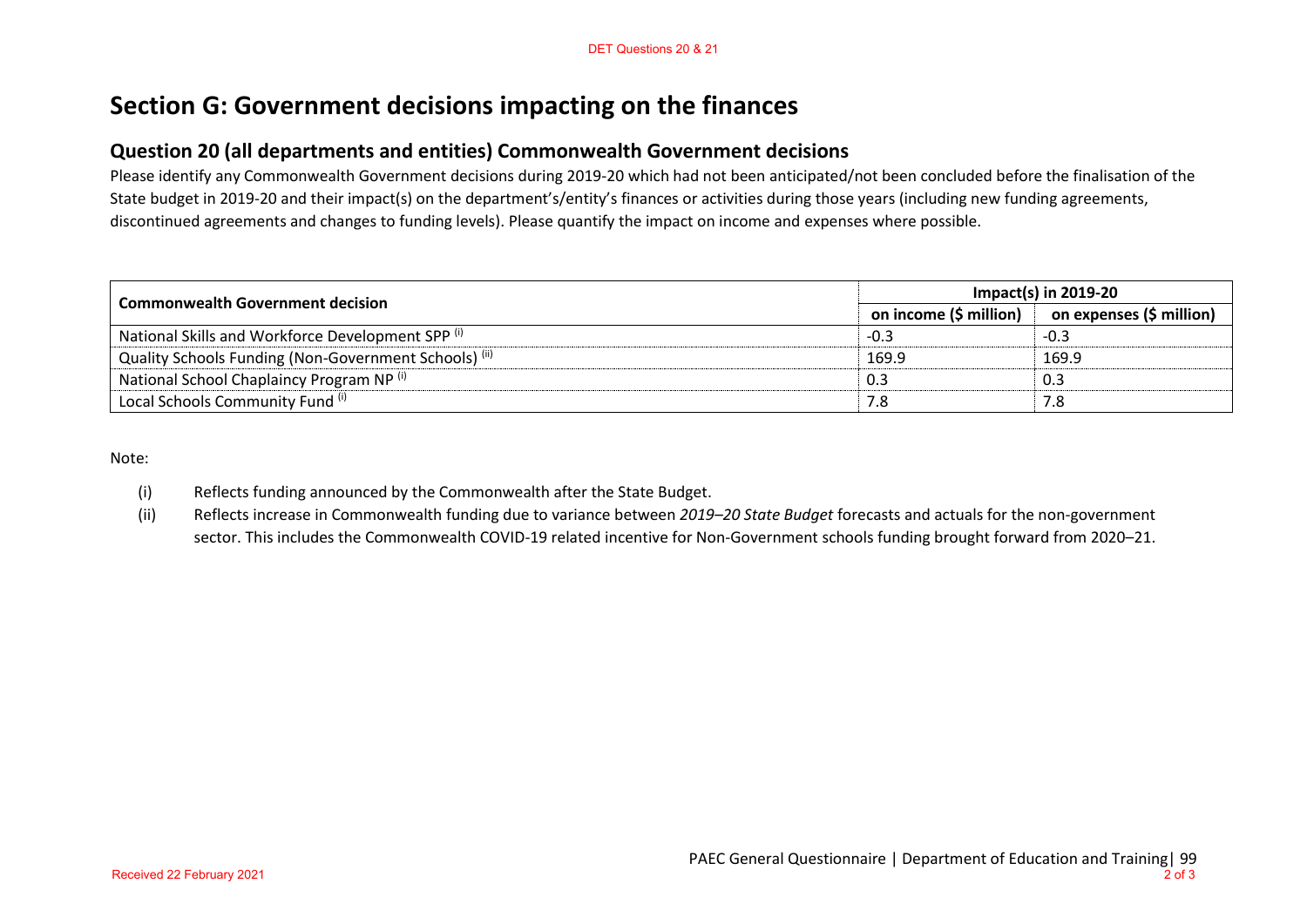# Section G: Government decisions impacting on the finances

## Question 20 (all departments and entities) Commonwealth Government decisions

Please identify any Commonwealth Government decisions during 2019-20 which had not been anticipated/not been concluded before the finalisation of the State budget in 2019-20 and their impact(s) on the department's/entity's finances or activities during those years (including new funding agreements, discontinued agreements and changes to funding levels). Please quantify the impact on income and expenses where possible.

| Commonwealth Government decision | Impact(s) in 2019-20 | |
|---|---|---|
| | on income ($ million) | on expenses ($ million) |
| National Skills and Workforce Development SPP (i) | -0.3 | -0.3 |
| Quality Schools Funding (Non-Government Schools) (ii) | 169.9 | 169.9 |
| National School Chaplaincy Program NP (i) | 0.3 | 0.3 |
| Local Schools Community Fund (i) | 7.8 | 7.8 |

Note:

(i) Reflects funding announced by the Commonwealth after the State Budget.

(ii) Reflects increase in Commonwealth funding due to variance between *2019–20 State Budget* forecasts and actuals for the non-government sector. This includes the Commonwealth COVID-19 related incentive for Non-Government schools funding brought forward from 2020–21.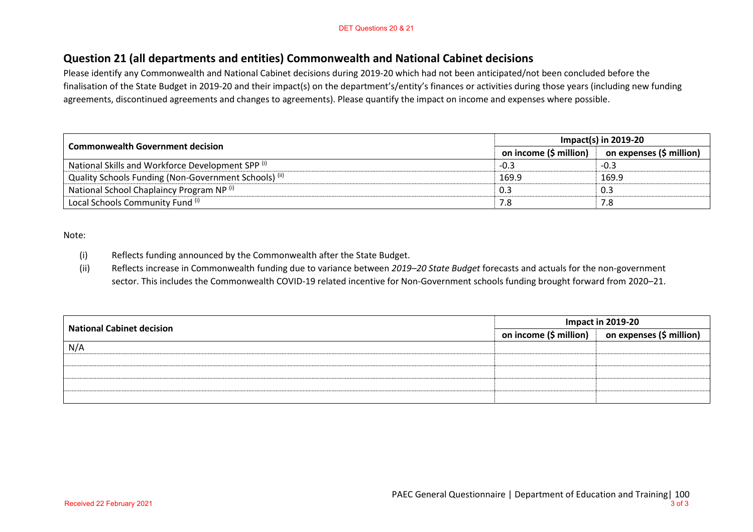## Question 21 (all departments and entities) Commonwealth and National Cabinet decisions

Please identify any Commonwealth and National Cabinet decisions during 2019-20 which had not been anticipated/not been concluded before the finalisation of the State Budget in 2019-20 and their impact(s) on the department's/entity's finances or activities during those years (including new funding agreements, discontinued agreements and changes to agreements). Please quantify the impact on income and expenses where possible.

| Commonwealth Government decision | Impact(s) in 2019-20 | |
|---|---|---|
| | on income ($ million) | on expenses ($ million) |
| National Skills and Workforce Development SPP [i] | -0.3 | -0.3 |
| Quality Schools Funding (Non-Government Schools) [ii] | 169.9 | 169.9 |
| National School Chaplaincy Program NP [i] | 0.3 | 0.3 |
| Local Schools Community Fund [i] | 7.8 | 7.8 |

Note:

(i) Reflects funding announced by the Commonwealth after the State Budget.

(ii) Reflects increase in Commonwealth funding due to variance between *2019–20 State Budget* forecasts and actuals for the non-government sector. This includes the Commonwealth COVID-19 related incentive for Non-Government schools funding brought forward from 2020–21.

| National Cabinet decision | Impact in 2019-20 | |
|---|---|---|
| | on income ($ million) | on expenses ($ million) |
| N/A | | |
| | | |
| | | |
| | | |
| | | |